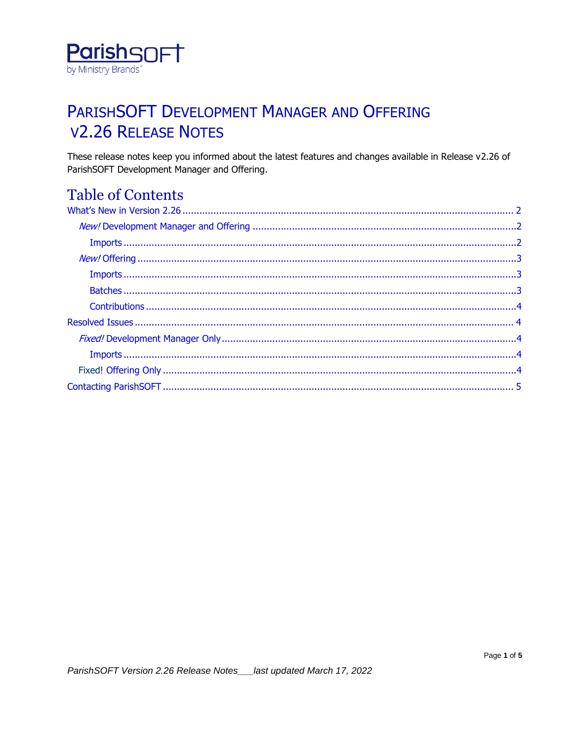ParishSOFT
by Ministry Brands

# PARISHSOFT DEVELOPMENT MANAGER AND OFFERING V2.26 RELEASE NOTES

These release notes keep you informed about the latest features and changes available in Release v2.26 of ParishSOFT Development Manager and Offering.

## Table of Contents

- What's New in Version 2.26 ........ 2
  - *New!* Development Manager and Offering ........ 2
    - Imports ........ 2
  - *New!* Offering ........ 3
    - Imports ........ 3
    - Batches ........ 3
    - Contributions ........ 4
- Resolved Issues ........ 4
  - *Fixed!* Development Manager Only ........ 4
    - Imports ........ 4
  - Fixed! Offering Only ........ 4
- Contacting ParishSOFT ........ 5

*ParishSOFT Version 2.26 Release Notes___last updated March 17, 2022*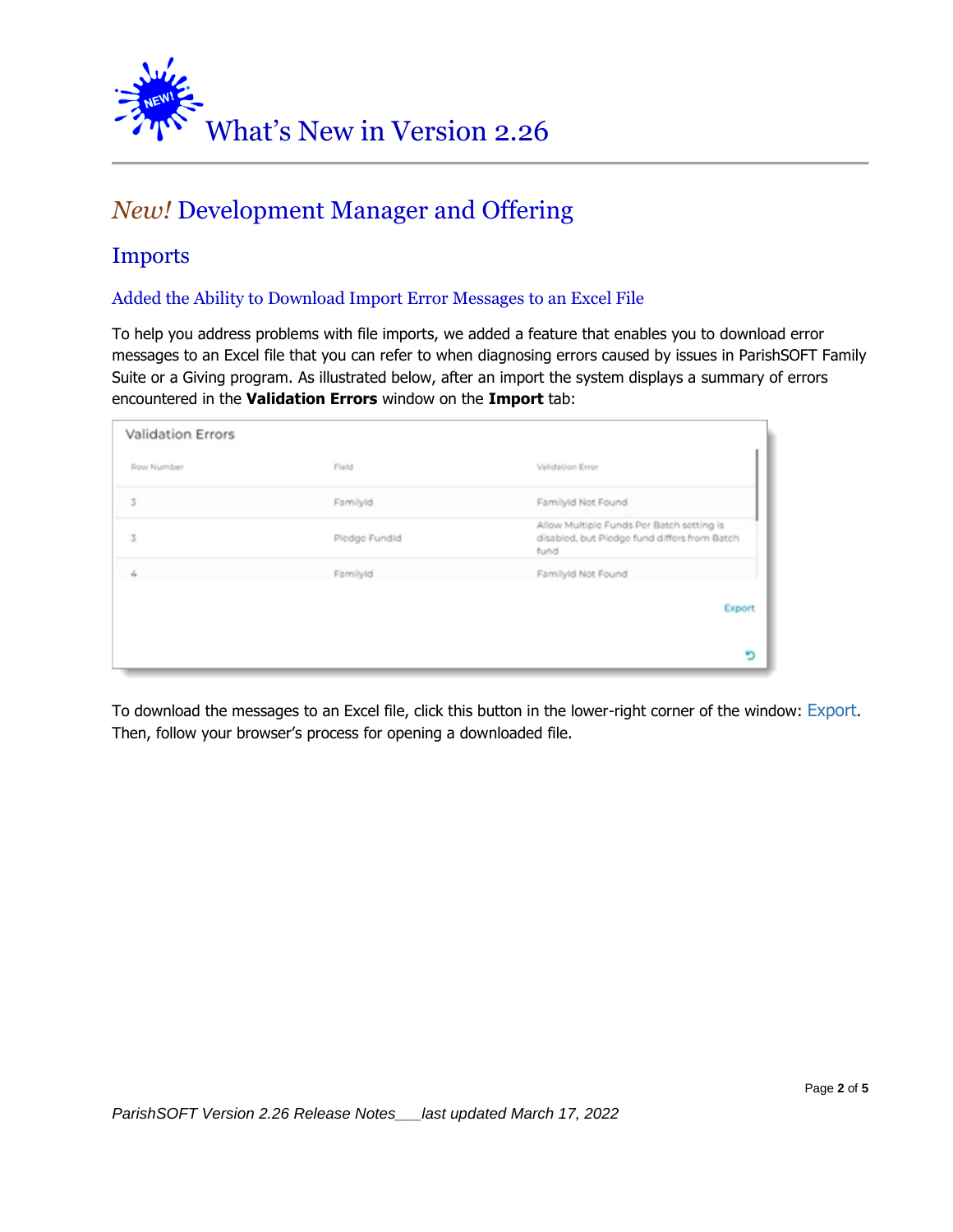## *New!* Development Manager and Offering

### Imports

#### Added the Ability to Download Import Error Messages to an Excel File

To help you address problems with file imports, we added a feature that enables you to download error messages to an Excel file that you can refer to when diagnosing errors caused by issues in ParishSOFT Family Suite or a Giving program. As illustrated below, after an import the system displays a summary of errors encountered in the **Validation Errors** window on the **Import** tab:

Validation Errors

| Row Number | Field | Validation Error |
|---|---|---|
| 3 | FamilyId | FamilyId Not Found |
| 3 | Pledge FundId | Allow Multiple Funds Per Batch setting is disabled, but Pledge fund differs from Batch fund |
| 4 | FamilyId | FamilyId Not Found |

Export

To download the messages to an Excel file, click this button in the lower-right corner of the window: Export. Then, follow your browser's process for opening a downloaded file.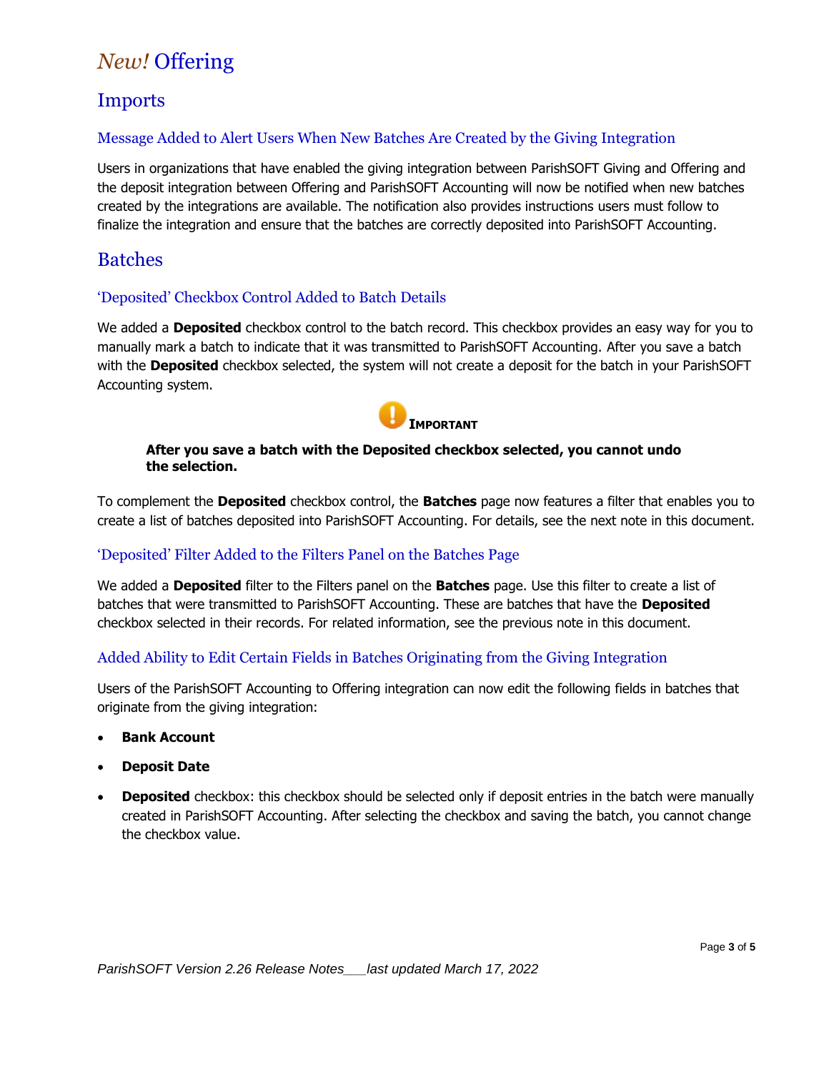# *New!* Offering

## Imports

### Message Added to Alert Users When New Batches Are Created by the Giving Integration

Users in organizations that have enabled the giving integration between ParishSOFT Giving and Offering and the deposit integration between Offering and ParishSOFT Accounting will now be notified when new batches created by the integrations are available. The notification also provides instructions users must follow to finalize the integration and ensure that the batches are correctly deposited into ParishSOFT Accounting.

## Batches

### 'Deposited' Checkbox Control Added to Batch Details

We added a **Deposited** checkbox control to the batch record. This checkbox provides an easy way for you to manually mark a batch to indicate that it was transmitted to ParishSOFT Accounting. After you save a batch with the **Deposited** checkbox selected, the system will not create a deposit for the batch in your ParishSOFT Accounting system.

**IMPORTANT**

> **After you save a batch with the Deposited checkbox selected, you cannot undo the selection.**

To complement the **Deposited** checkbox control, the **Batches** page now features a filter that enables you to create a list of batches deposited into ParishSOFT Accounting. For details, see the next note in this document.

### 'Deposited' Filter Added to the Filters Panel on the Batches Page

We added a **Deposited** filter to the Filters panel on the **Batches** page. Use this filter to create a list of batches that were transmitted to ParishSOFT Accounting. These are batches that have the **Deposited** checkbox selected in their records. For related information, see the previous note in this document.

### Added Ability to Edit Certain Fields in Batches Originating from the Giving Integration

Users of the ParishSOFT Accounting to Offering integration can now edit the following fields in batches that originate from the giving integration:

- **Bank Account**
- **Deposit Date**
- **Deposited** checkbox: this checkbox should be selected only if deposit entries in the batch were manually created in ParishSOFT Accounting. After selecting the checkbox and saving the batch, you cannot change the checkbox value.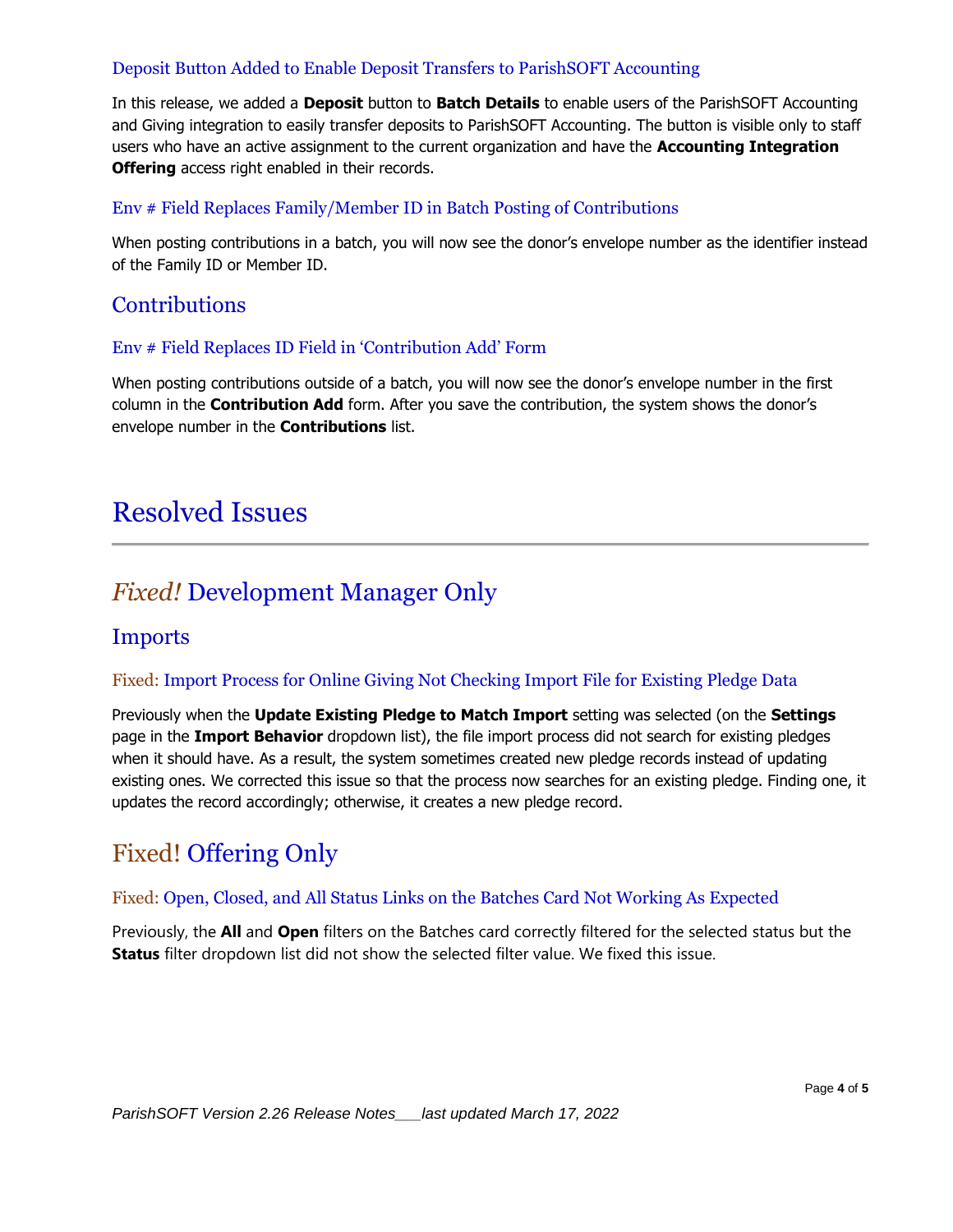#### Deposit Button Added to Enable Deposit Transfers to ParishSOFT Accounting

In this release, we added a **Deposit** button to **Batch Details** to enable users of the ParishSOFT Accounting and Giving integration to easily transfer deposits to ParishSOFT Accounting. The button is visible only to staff users who have an active assignment to the current organization and have the **Accounting Integration Offering** access right enabled in their records.

#### Env # Field Replaces Family/Member ID in Batch Posting of Contributions

When posting contributions in a batch, you will now see the donor's envelope number as the identifier instead of the Family ID or Member ID.

### Contributions

#### Env # Field Replaces ID Field in 'Contribution Add' Form

When posting contributions outside of a batch, you will now see the donor's envelope number in the first column in the **Contribution Add** form. After you save the contribution, the system shows the donor's envelope number in the **Contributions** list.

# Resolved Issues

## *Fixed!* Development Manager Only

### Imports

#### Fixed: Import Process for Online Giving Not Checking Import File for Existing Pledge Data

Previously when the **Update Existing Pledge to Match Import** setting was selected (on the **Settings** page in the **Import Behavior** dropdown list), the file import process did not search for existing pledges when it should have. As a result, the system sometimes created new pledge records instead of updating existing ones. We corrected this issue so that the process now searches for an existing pledge. Finding one, it updates the record accordingly; otherwise, it creates a new pledge record.

## Fixed! Offering Only

#### Fixed: Open, Closed, and All Status Links on the Batches Card Not Working As Expected

Previously, the **All** and **Open** filters on the Batches card correctly filtered for the selected status but the **Status** filter dropdown list did not show the selected filter value. We fixed this issue.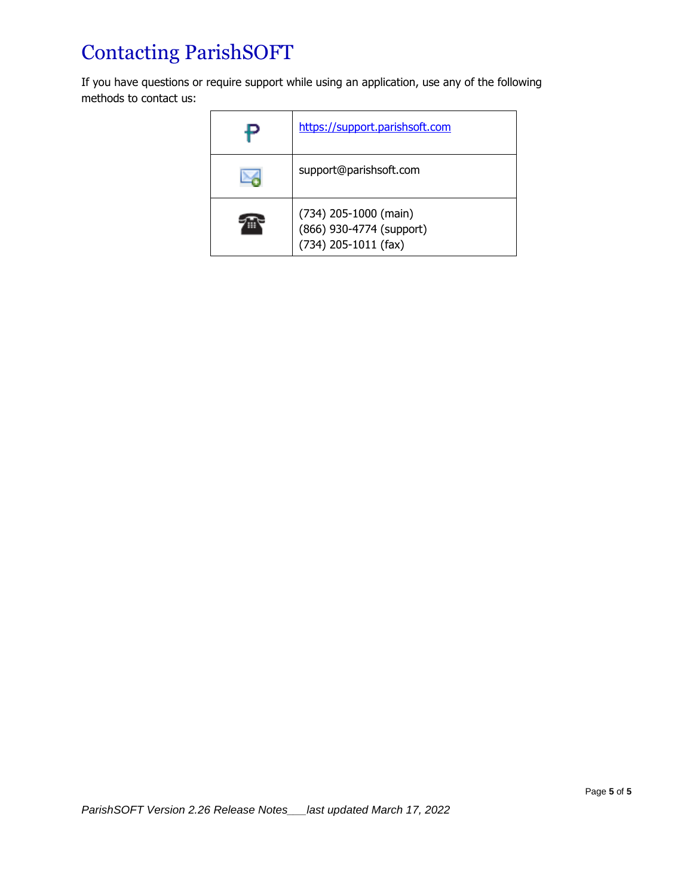# Contacting ParishSOFT

If you have questions or require support while using an application, use any of the following methods to contact us:

| | |
|---|---|
| | https://support.parishsoft.com |
| | support@parishsoft.com |
| | (734) 205-1000 (main)<br>(866) 930-4774 (support)<br>(734) 205-1011 (fax) |